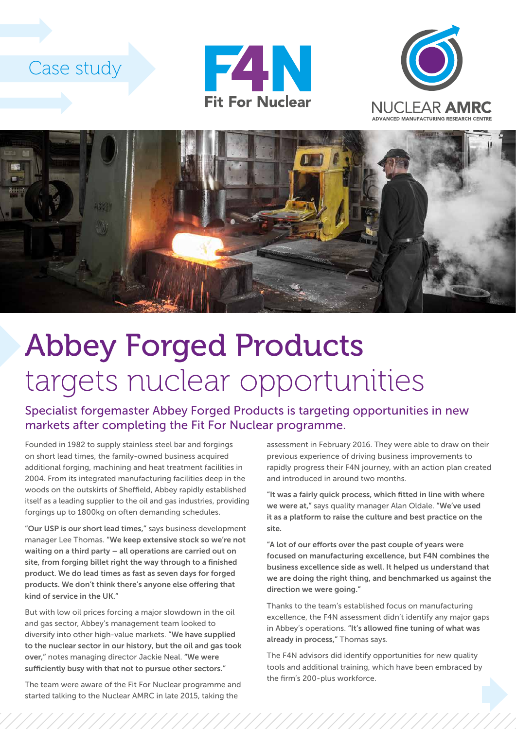Case study

F4N Fit For Nuclear

NUCLEAR AMRC ADVANCED MANUFACTURING RESEARCH CENTRE

# Abbey Forged Products targets nuclear opportunities

## Specialist forgemaster Abbey Forged Products is targeting opportunities in new markets after completing the Fit For Nuclear programme.

Founded in 1982 to supply stainless steel bar and forgings on short lead times, the family-owned business acquired additional forging, machining and heat treatment facilities in 2004. From its integrated manufacturing facilities deep in the woods on the outskirts of Sheffield, Abbey rapidly established itself as a leading supplier to the oil and gas industries, providing forgings up to 1800kg on often demanding schedules.

"Our USP is our short lead times," says business development manager Lee Thomas. **"We keep extensive stock so we're not waiting on a third party – all operations are carried out on site, from forging billet right the way through to a finished product. We do lead times as fast as seven days for forged products. We don't think there's anyone else offering that kind of service in the UK."**

But with low oil prices forcing a major slowdown in the oil and gas sector, Abbey's management team looked to diversify into other high-value markets. **"We have supplied to the nuclear sector in our history, but the oil and gas took over,"** notes managing director Jackie Neal. **"We were sufficiently busy with that not to pursue other sectors."**

The team were aware of the Fit For Nuclear programme and started talking to the Nuclear AMRC in late 2015, taking the assessment in February 2016. They were able to draw on their previous experience of driving business improvements to rapidly progress their F4N journey, with an action plan created and introduced in around two months.

**"It was a fairly quick process, which fitted in line with where we were at,"** says quality manager Alan Oldale. **"We've used it as a platform to raise the culture and best practice on the site.**

**"A lot of our efforts over the past couple of years were focused on manufacturing excellence, but F4N combines the business excellence side as well. It helped us understand that we are doing the right thing, and benchmarked us against the direction we were going."**

Thanks to the team's established focus on manufacturing excellence, the F4N assessment didn't identify any major gaps in Abbey's operations. **"It's allowed fine tuning of what was already in process,"** Thomas says.

The F4N advisors did identify opportunities for new quality tools and additional training, which have been embraced by the firm's 200-plus workforce.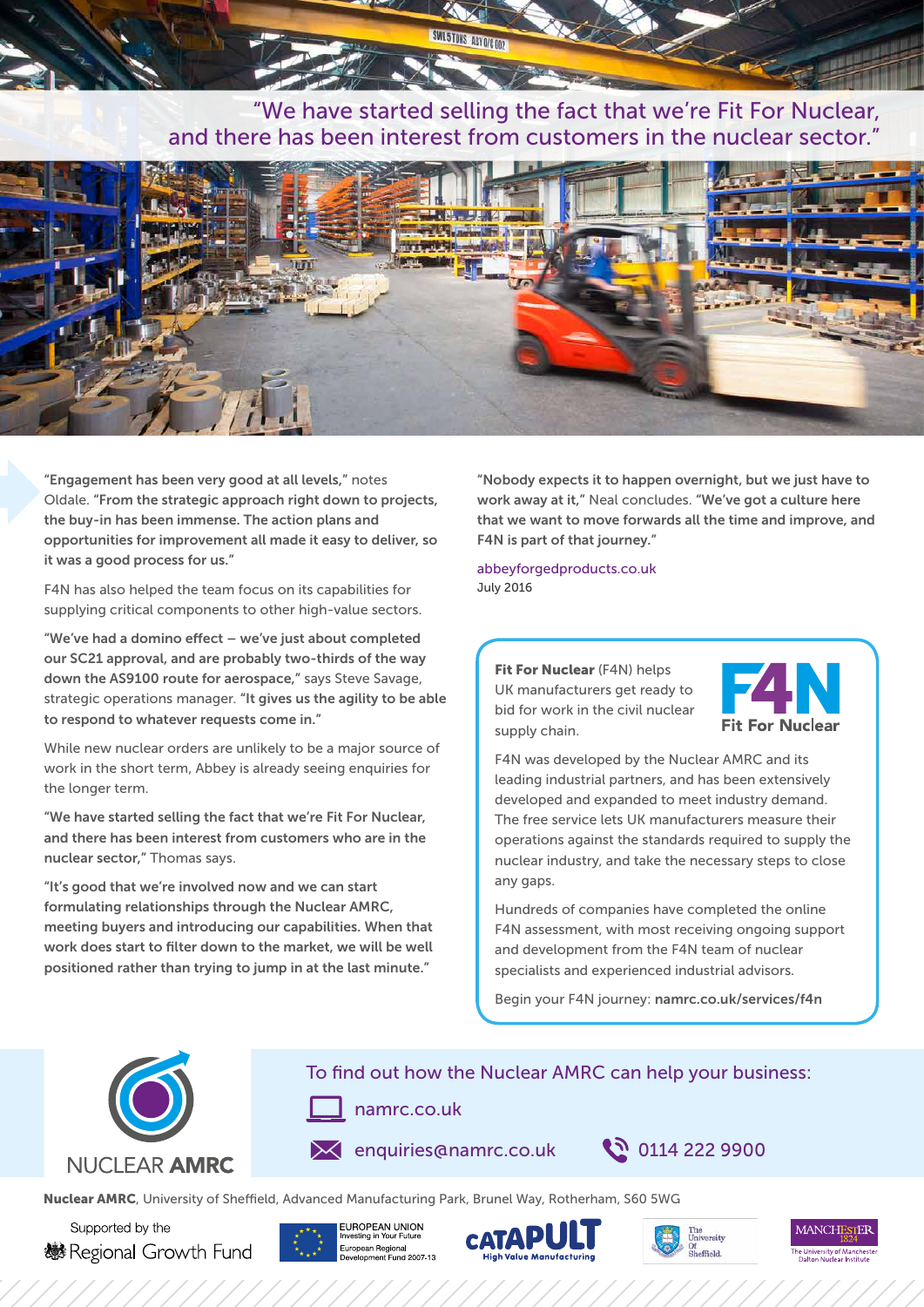"We have started selling the fact that we're Fit For Nuclear, and there has been interest from customers in the nuclear sector."

**"Engagement has been very good at all levels,"** notes Oldale. **"From the strategic approach right down to projects, the buy-in has been immense. The action plans and opportunities for improvement all made it easy to deliver, so it was a good process for us."**

F4N has also helped the team focus on its capabilities for supplying critical components to other high-value sectors.

**"We've had a domino effect – we've just about completed our SC21 approval, and are probably two-thirds of the way down the AS9100 route for aerospace,"** says Steve Savage, strategic operations manager. **"It gives us the agility to be able to respond to whatever requests come in."**

While new nuclear orders are unlikely to be a major source of work in the short term, Abbey is already seeing enquiries for the longer term.

**"We have started selling the fact that we're Fit For Nuclear, and there has been interest from customers who are in the nuclear sector,"** Thomas says.

**"It's good that we're involved now and we can start formulating relationships through the Nuclear AMRC, meeting buyers and introducing our capabilities. When that work does start to filter down to the market, we will be well positioned rather than trying to jump in at the last minute."**

**"Nobody expects it to happen overnight, but we just have to work away at it,"** Neal concludes. **"We've got a culture here that we want to move forwards all the time and improve, and F4N is part of that journey."**

abbeyforgedproducts.co.uk
July 2016

**Fit For Nuclear** (F4N) helps UK manufacturers get ready to bid for work in the civil nuclear supply chain.

F4N was developed by the Nuclear AMRC and its leading industrial partners, and has been extensively developed and expanded to meet industry demand. The free service lets UK manufacturers measure their operations against the standards required to supply the nuclear industry, and take the necessary steps to close any gaps.

Hundreds of companies have completed the online F4N assessment, with most receiving ongoing support and development from the F4N team of nuclear specialists and experienced industrial advisors.

Begin your F4N journey: **namrc.co.uk/services/f4n**

To find out how the Nuclear AMRC can help your business:

namrc.co.uk

enquiries@namrc.co.uk

0114 222 9900

**Nuclear AMRC**, University of Sheffield, Advanced Manufacturing Park, Brunel Way, Rotherham, S60 5WG

Supported by the Regional Growth Fund